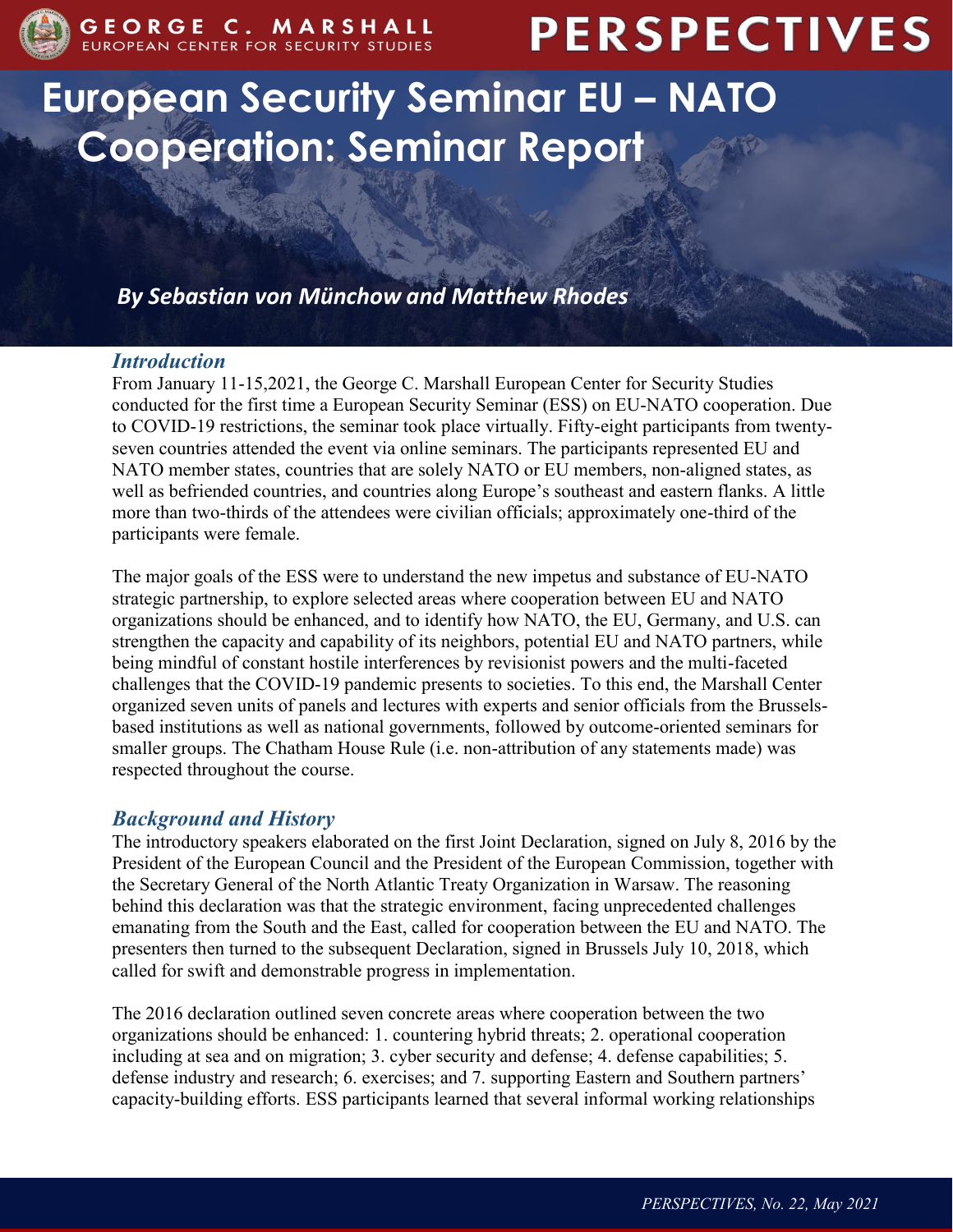# European Security Seminar EU – NATO Cooperation: Seminar Report

***By Sebastian von Münchow and Matthew Rhodes***

## *Introduction*

From January 11-15,2021, the George C. Marshall European Center for Security Studies conducted for the first time a European Security Seminar (ESS) on EU-NATO cooperation. Due to COVID-19 restrictions, the seminar took place virtually. Fifty-eight participants from twenty-seven countries attended the event via online seminars. The participants represented EU and NATO member states, countries that are solely NATO or EU members, non-aligned states, as well as befriended countries, and countries along Europe's southeast and eastern flanks. A little more than two-thirds of the attendees were civilian officials; approximately one-third of the participants were female.

The major goals of the ESS were to understand the new impetus and substance of EU-NATO strategic partnership, to explore selected areas where cooperation between EU and NATO organizations should be enhanced, and to identify how NATO, the EU, Germany, and U.S. can strengthen the capacity and capability of its neighbors, potential EU and NATO partners, while being mindful of constant hostile interferences by revisionist powers and the multi-faceted challenges that the COVID-19 pandemic presents to societies. To this end, the Marshall Center organized seven units of panels and lectures with experts and senior officials from the Brussels-based institutions as well as national governments, followed by outcome-oriented seminars for smaller groups. The Chatham House Rule (i.e. non-attribution of any statements made) was respected throughout the course.

## *Background and History*

The introductory speakers elaborated on the first Joint Declaration, signed on July 8, 2016 by the President of the European Council and the President of the European Commission, together with the Secretary General of the North Atlantic Treaty Organization in Warsaw. The reasoning behind this declaration was that the strategic environment, facing unprecedented challenges emanating from the South and the East, called for cooperation between the EU and NATO. The presenters then turned to the subsequent Declaration, signed in Brussels July 10, 2018, which called for swift and demonstrable progress in implementation.

The 2016 declaration outlined seven concrete areas where cooperation between the two organizations should be enhanced: 1. countering hybrid threats; 2. operational cooperation including at sea and on migration; 3. cyber security and defense; 4. defense capabilities; 5. defense industry and research; 6. exercises; and 7. supporting Eastern and Southern partners' capacity-building efforts. ESS participants learned that several informal working relationships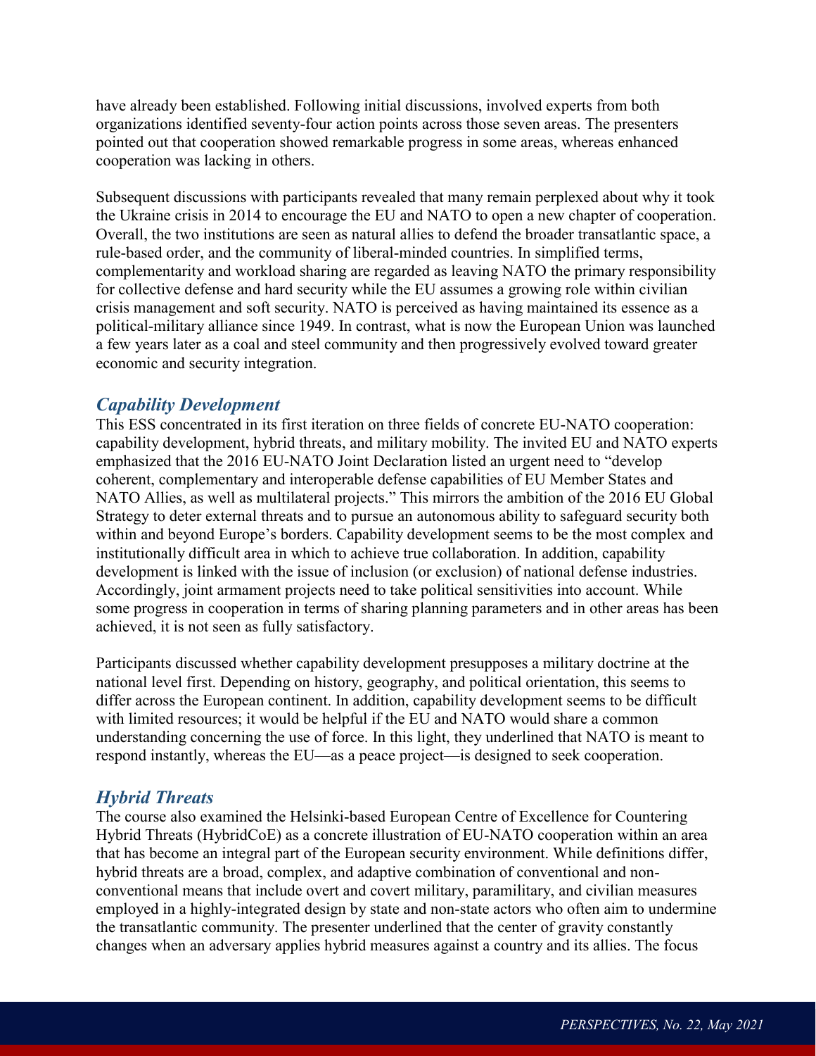have already been established. Following initial discussions, involved experts from both organizations identified seventy-four action points across those seven areas. The presenters pointed out that cooperation showed remarkable progress in some areas, whereas enhanced cooperation was lacking in others.

Subsequent discussions with participants revealed that many remain perplexed about why it took the Ukraine crisis in 2014 to encourage the EU and NATO to open a new chapter of cooperation. Overall, the two institutions are seen as natural allies to defend the broader transatlantic space, a rule-based order, and the community of liberal-minded countries. In simplified terms, complementarity and workload sharing are regarded as leaving NATO the primary responsibility for collective defense and hard security while the EU assumes a growing role within civilian crisis management and soft security. NATO is perceived as having maintained its essence as a political-military alliance since 1949. In contrast, what is now the European Union was launched a few years later as a coal and steel community and then progressively evolved toward greater economic and security integration.

## *Capability Development*

This ESS concentrated in its first iteration on three fields of concrete EU-NATO cooperation: capability development, hybrid threats, and military mobility. The invited EU and NATO experts emphasized that the 2016 EU-NATO Joint Declaration listed an urgent need to "develop coherent, complementary and interoperable defense capabilities of EU Member States and NATO Allies, as well as multilateral projects." This mirrors the ambition of the 2016 EU Global Strategy to deter external threats and to pursue an autonomous ability to safeguard security both within and beyond Europe's borders. Capability development seems to be the most complex and institutionally difficult area in which to achieve true collaboration. In addition, capability development is linked with the issue of inclusion (or exclusion) of national defense industries. Accordingly, joint armament projects need to take political sensitivities into account. While some progress in cooperation in terms of sharing planning parameters and in other areas has been achieved, it is not seen as fully satisfactory.

Participants discussed whether capability development presupposes a military doctrine at the national level first. Depending on history, geography, and political orientation, this seems to differ across the European continent. In addition, capability development seems to be difficult with limited resources; it would be helpful if the EU and NATO would share a common understanding concerning the use of force. In this light, they underlined that NATO is meant to respond instantly, whereas the EU—as a peace project—is designed to seek cooperation.

## *Hybrid Threats*

The course also examined the Helsinki-based European Centre of Excellence for Countering Hybrid Threats (HybridCoE) as a concrete illustration of EU-NATO cooperation within an area that has become an integral part of the European security environment. While definitions differ, hybrid threats are a broad, complex, and adaptive combination of conventional and non-conventional means that include overt and covert military, paramilitary, and civilian measures employed in a highly-integrated design by state and non-state actors who often aim to undermine the transatlantic community. The presenter underlined that the center of gravity constantly changes when an adversary applies hybrid measures against a country and its allies. The focus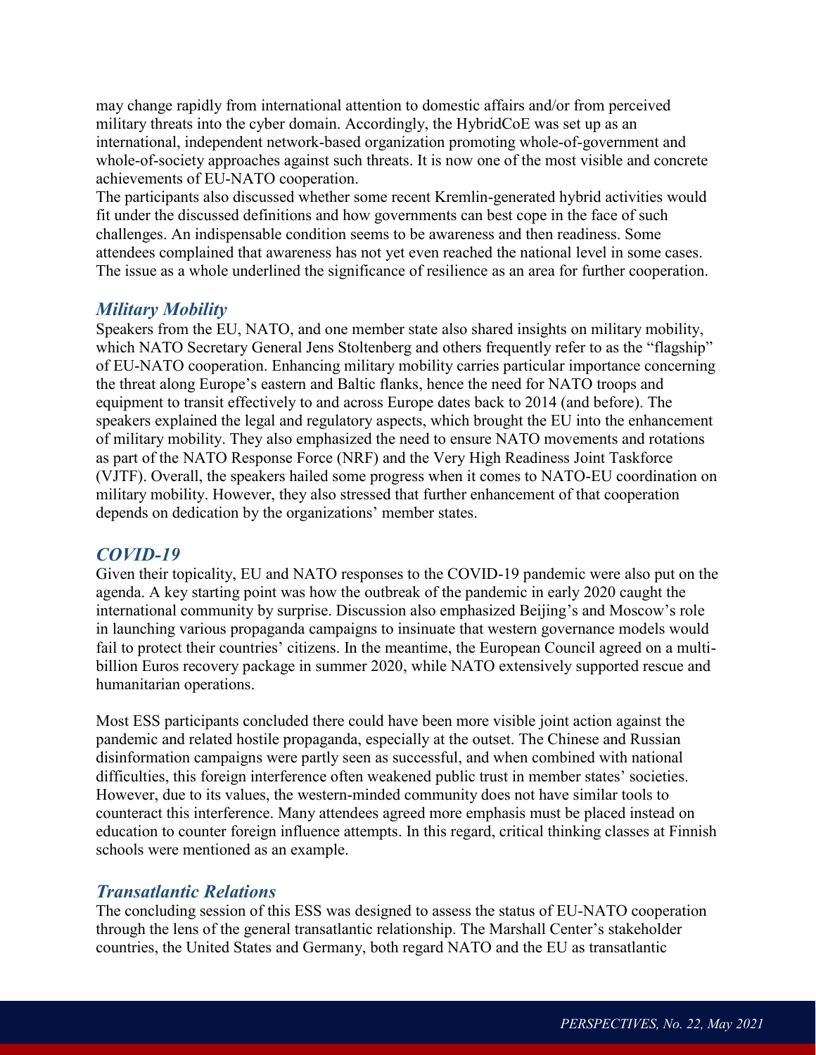may change rapidly from international attention to domestic affairs and/or from perceived military threats into the cyber domain. Accordingly, the HybridCoE was set up as an international, independent network-based organization promoting whole-of-government and whole-of-society approaches against such threats. It is now one of the most visible and concrete achievements of EU-NATO cooperation.

The participants also discussed whether some recent Kremlin-generated hybrid activities would fit under the discussed definitions and how governments can best cope in the face of such challenges. An indispensable condition seems to be awareness and then readiness. Some attendees complained that awareness has not yet even reached the national level in some cases. The issue as a whole underlined the significance of resilience as an area for further cooperation.

## *Military Mobility*

Speakers from the EU, NATO, and one member state also shared insights on military mobility, which NATO Secretary General Jens Stoltenberg and others frequently refer to as the "flagship" of EU-NATO cooperation. Enhancing military mobility carries particular importance concerning the threat along Europe's eastern and Baltic flanks, hence the need for NATO troops and equipment to transit effectively to and across Europe dates back to 2014 (and before). The speakers explained the legal and regulatory aspects, which brought the EU into the enhancement of military mobility. They also emphasized the need to ensure NATO movements and rotations as part of the NATO Response Force (NRF) and the Very High Readiness Joint Taskforce (VJTF). Overall, the speakers hailed some progress when it comes to NATO-EU coordination on military mobility. However, they also stressed that further enhancement of that cooperation depends on dedication by the organizations' member states.

## *COVID-19*

Given their topicality, EU and NATO responses to the COVID-19 pandemic were also put on the agenda. A key starting point was how the outbreak of the pandemic in early 2020 caught the international community by surprise. Discussion also emphasized Beijing's and Moscow's role in launching various propaganda campaigns to insinuate that western governance models would fail to protect their countries' citizens. In the meantime, the European Council agreed on a multi-billion Euros recovery package in summer 2020, while NATO extensively supported rescue and humanitarian operations.

Most ESS participants concluded there could have been more visible joint action against the pandemic and related hostile propaganda, especially at the outset. The Chinese and Russian disinformation campaigns were partly seen as successful, and when combined with national difficulties, this foreign interference often weakened public trust in member states' societies. However, due to its values, the western-minded community does not have similar tools to counteract this interference. Many attendees agreed more emphasis must be placed instead on education to counter foreign influence attempts. In this regard, critical thinking classes at Finnish schools were mentioned as an example.

## *Transatlantic Relations*

The concluding session of this ESS was designed to assess the status of EU-NATO cooperation through the lens of the general transatlantic relationship. The Marshall Center's stakeholder countries, the United States and Germany, both regard NATO and the EU as transatlantic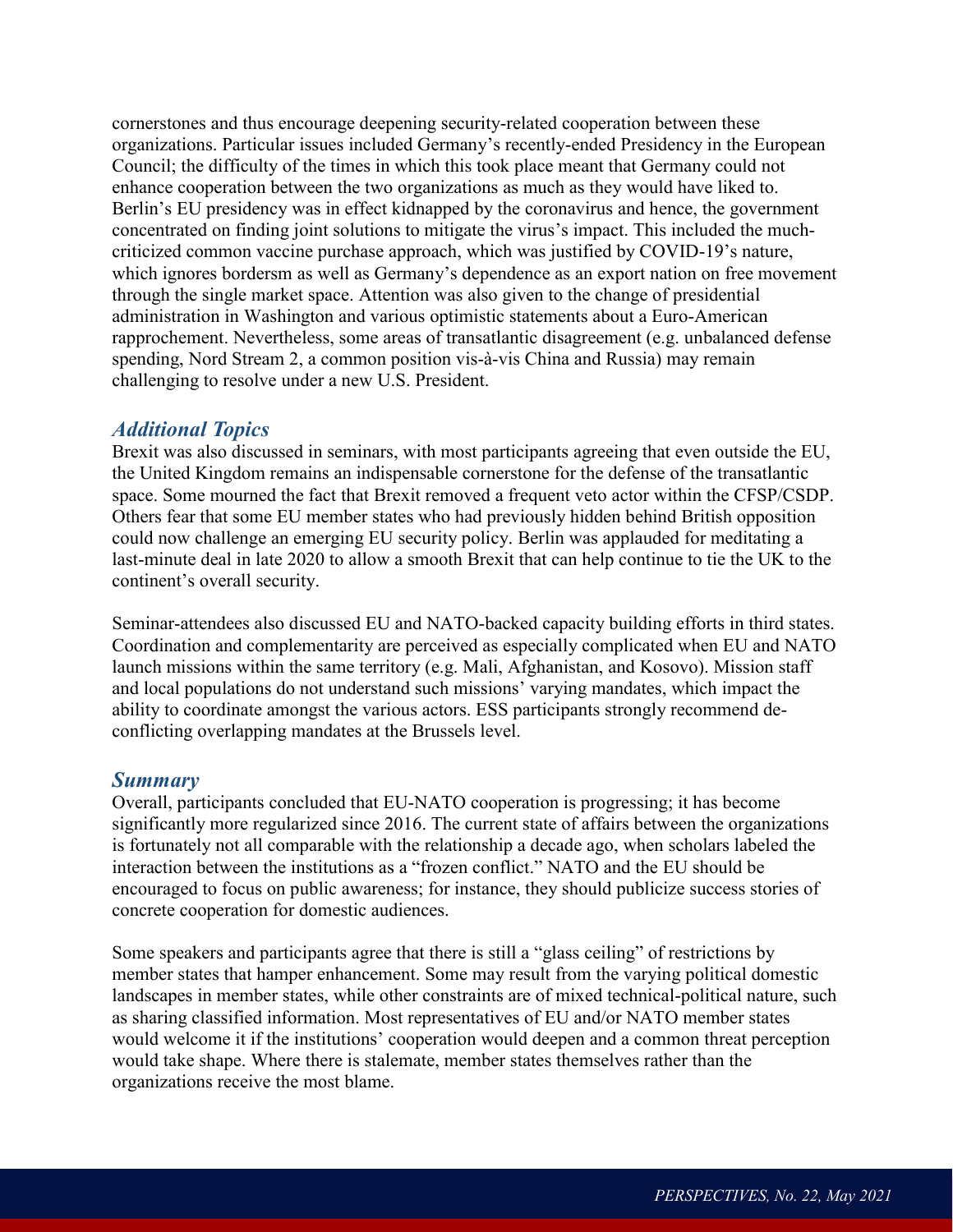cornerstones and thus encourage deepening security-related cooperation between these organizations. Particular issues included Germany's recently-ended Presidency in the European Council; the difficulty of the times in which this took place meant that Germany could not enhance cooperation between the two organizations as much as they would have liked to. Berlin's EU presidency was in effect kidnapped by the coronavirus and hence, the government concentrated on finding joint solutions to mitigate the virus's impact. This included the much-criticized common vaccine purchase approach, which was justified by COVID-19's nature, which ignores bordersm as well as Germany's dependence as an export nation on free movement through the single market space. Attention was also given to the change of presidential administration in Washington and various optimistic statements about a Euro-American rapprochement. Nevertheless, some areas of transatlantic disagreement (e.g. unbalanced defense spending, Nord Stream 2, a common position vis-à-vis China and Russia) may remain challenging to resolve under a new U.S. President.

## *Additional Topics*

Brexit was also discussed in seminars, with most participants agreeing that even outside the EU, the United Kingdom remains an indispensable cornerstone for the defense of the transatlantic space. Some mourned the fact that Brexit removed a frequent veto actor within the CFSP/CSDP. Others fear that some EU member states who had previously hidden behind British opposition could now challenge an emerging EU security policy. Berlin was applauded for meditating a last-minute deal in late 2020 to allow a smooth Brexit that can help continue to tie the UK to the continent's overall security.

Seminar-attendees also discussed EU and NATO-backed capacity building efforts in third states. Coordination and complementarity are perceived as especially complicated when EU and NATO launch missions within the same territory (e.g. Mali, Afghanistan, and Kosovo). Mission staff and local populations do not understand such missions' varying mandates, which impact the ability to coordinate amongst the various actors. ESS participants strongly recommend de-conflicting overlapping mandates at the Brussels level.

## *Summary*

Overall, participants concluded that EU-NATO cooperation is progressing; it has become significantly more regularized since 2016. The current state of affairs between the organizations is fortunately not all comparable with the relationship a decade ago, when scholars labeled the interaction between the institutions as a "frozen conflict." NATO and the EU should be encouraged to focus on public awareness; for instance, they should publicize success stories of concrete cooperation for domestic audiences.

Some speakers and participants agree that there is still a "glass ceiling" of restrictions by member states that hamper enhancement. Some may result from the varying political domestic landscapes in member states, while other constraints are of mixed technical-political nature, such as sharing classified information. Most representatives of EU and/or NATO member states would welcome it if the institutions' cooperation would deepen and a common threat perception would take shape. Where there is stalemate, member states themselves rather than the organizations receive the most blame.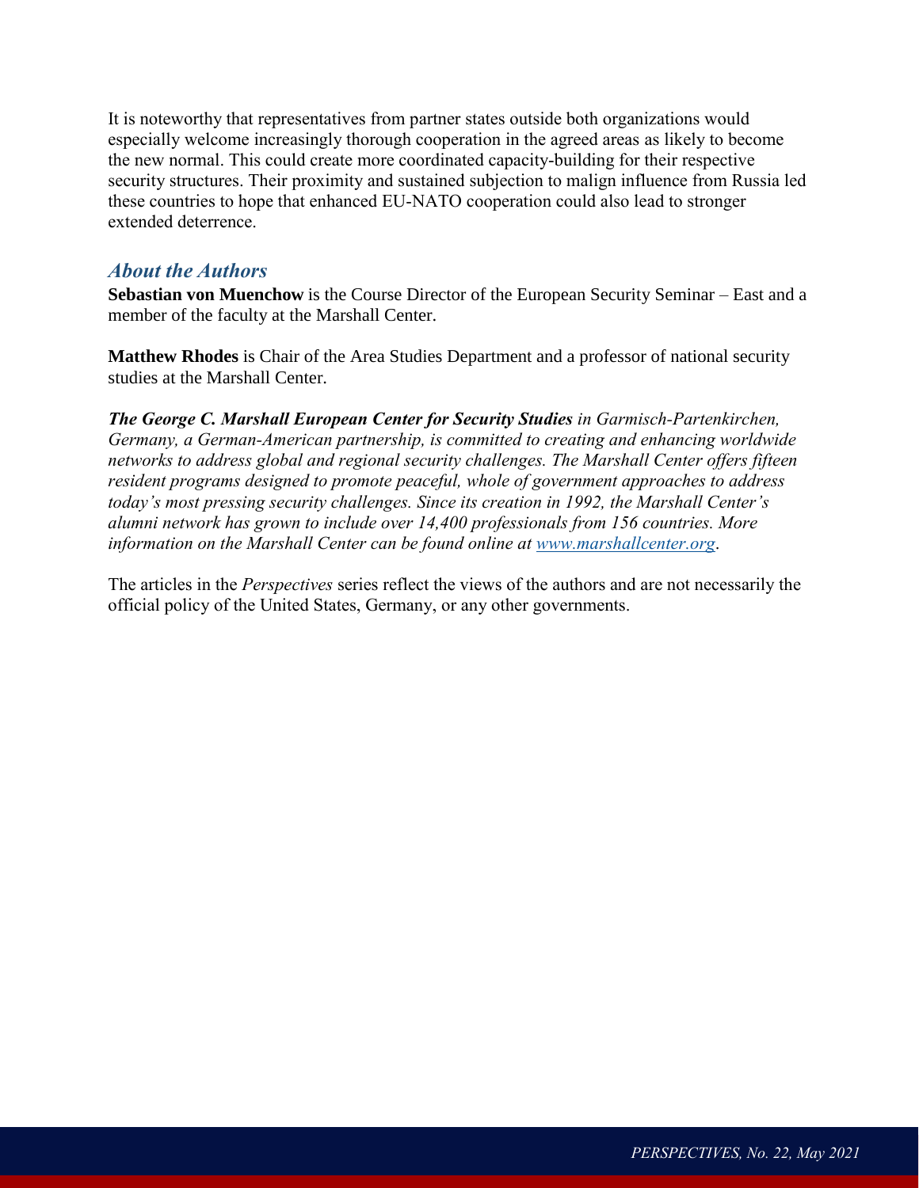It is noteworthy that representatives from partner states outside both organizations would especially welcome increasingly thorough cooperation in the agreed areas as likely to become the new normal. This could create more coordinated capacity-building for their respective security structures. Their proximity and sustained subjection to malign influence from Russia led these countries to hope that enhanced EU-NATO cooperation could also lead to stronger extended deterrence.

## *About the Authors*

**Sebastian von Muenchow** is the Course Director of the European Security Seminar – East and a member of the faculty at the Marshall Center.

**Matthew Rhodes** is Chair of the Area Studies Department and a professor of national security studies at the Marshall Center.

***The George C. Marshall European Center for Security Studies*** *in Garmisch-Partenkirchen, Germany, a German-American partnership, is committed to creating and enhancing worldwide networks to address global and regional security challenges. The Marshall Center offers fifteen resident programs designed to promote peaceful, whole of government approaches to address today's most pressing security challenges. Since its creation in 1992, the Marshall Center's alumni network has grown to include over 14,400 professionals from 156 countries. More information on the Marshall Center can be found online at [www.marshallcenter.org](http://www.marshallcenter.org).*

The articles in the *Perspectives* series reflect the views of the authors and are not necessarily the official policy of the United States, Germany, or any other governments.